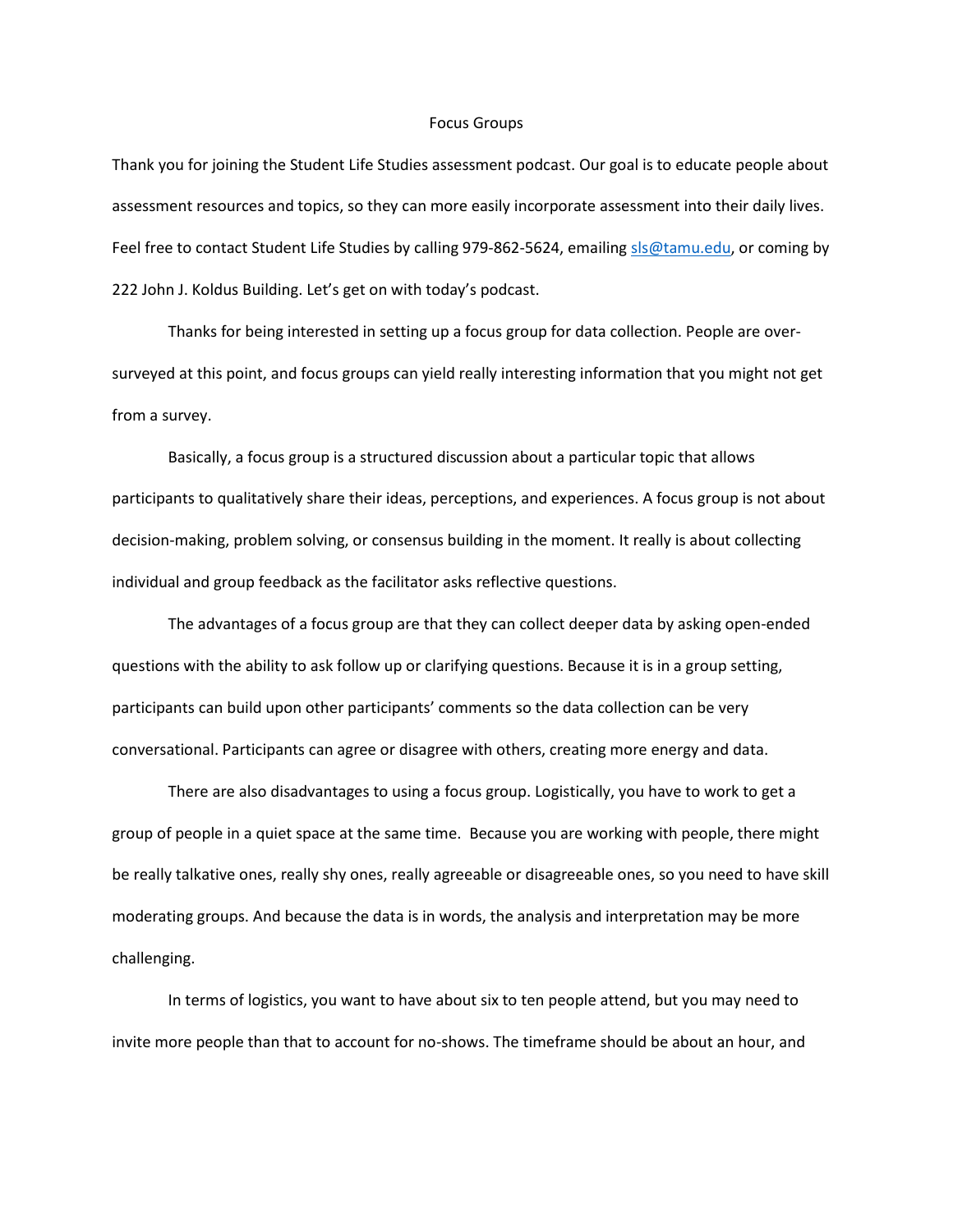# Focus Groups

Thank you for joining the Student Life Studies assessment podcast. Our goal is to educate people about assessment resources and topics, so they can more easily incorporate assessment into their daily lives. Feel free to contact Student Life Studies by calling 979-862-5624, emailing [sls@tamu.edu](mailto:sls@tamu.edu), or coming by 222 John J. Koldus Building. Let's get on with today's podcast.

Thanks for being interested in setting up a focus group for data collection. People are over-surveyed at this point, and focus groups can yield really interesting information that you might not get from a survey.

Basically, a focus group is a structured discussion about a particular topic that allows participants to qualitatively share their ideas, perceptions, and experiences. A focus group is not about decision-making, problem solving, or consensus building in the moment. It really is about collecting individual and group feedback as the facilitator asks reflective questions.

The advantages of a focus group are that they can collect deeper data by asking open-ended questions with the ability to ask follow up or clarifying questions. Because it is in a group setting, participants can build upon other participants' comments so the data collection can be very conversational. Participants can agree or disagree with others, creating more energy and data.

There are also disadvantages to using a focus group. Logistically, you have to work to get a group of people in a quiet space at the same time. Because you are working with people, there might be really talkative ones, really shy ones, really agreeable or disagreeable ones, so you need to have skill moderating groups. And because the data is in words, the analysis and interpretation may be more challenging.

In terms of logistics, you want to have about six to ten people attend, but you may need to invite more people than that to account for no-shows. The timeframe should be about an hour, and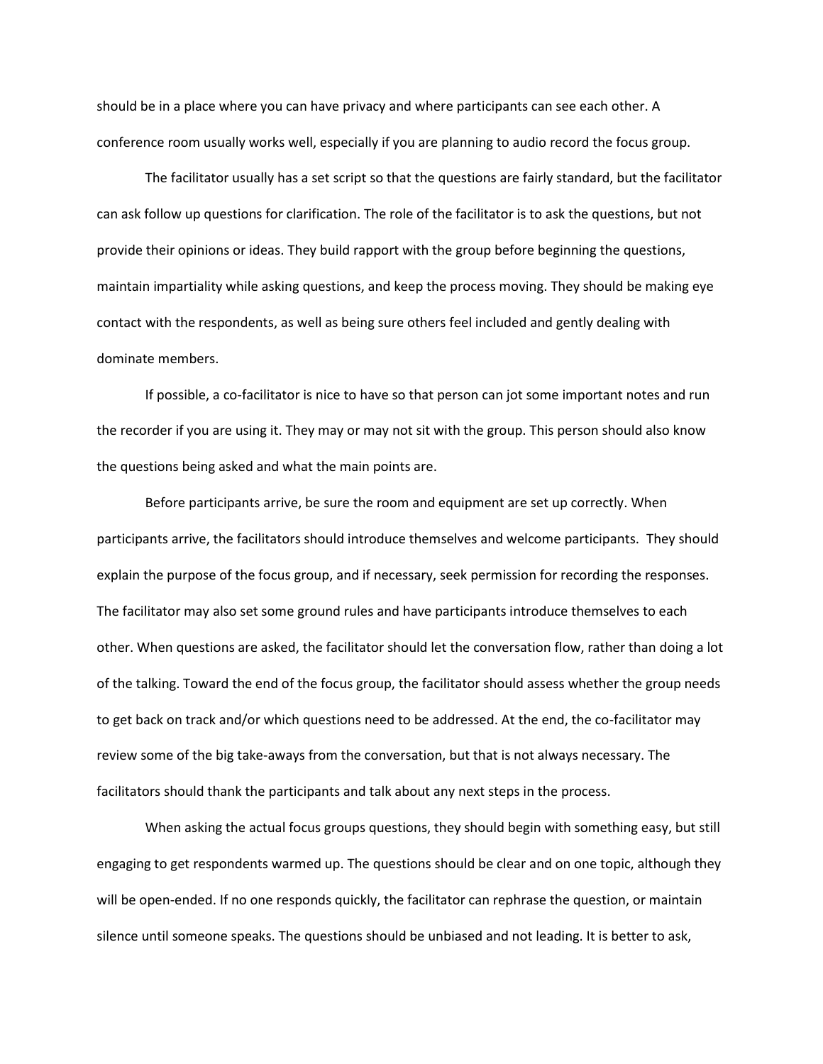should be in a place where you can have privacy and where participants can see each other. A conference room usually works well, especially if you are planning to audio record the focus group.

The facilitator usually has a set script so that the questions are fairly standard, but the facilitator can ask follow up questions for clarification. The role of the facilitator is to ask the questions, but not provide their opinions or ideas. They build rapport with the group before beginning the questions, maintain impartiality while asking questions, and keep the process moving. They should be making eye contact with the respondents, as well as being sure others feel included and gently dealing with dominate members.

If possible, a co-facilitator is nice to have so that person can jot some important notes and run the recorder if you are using it. They may or may not sit with the group. This person should also know the questions being asked and what the main points are.

Before participants arrive, be sure the room and equipment are set up correctly. When participants arrive, the facilitators should introduce themselves and welcome participants. They should explain the purpose of the focus group, and if necessary, seek permission for recording the responses. The facilitator may also set some ground rules and have participants introduce themselves to each other. When questions are asked, the facilitator should let the conversation flow, rather than doing a lot of the talking. Toward the end of the focus group, the facilitator should assess whether the group needs to get back on track and/or which questions need to be addressed. At the end, the co-facilitator may review some of the big take-aways from the conversation, but that is not always necessary. The facilitators should thank the participants and talk about any next steps in the process.

When asking the actual focus groups questions, they should begin with something easy, but still engaging to get respondents warmed up. The questions should be clear and on one topic, although they will be open-ended. If no one responds quickly, the facilitator can rephrase the question, or maintain silence until someone speaks. The questions should be unbiased and not leading. It is better to ask,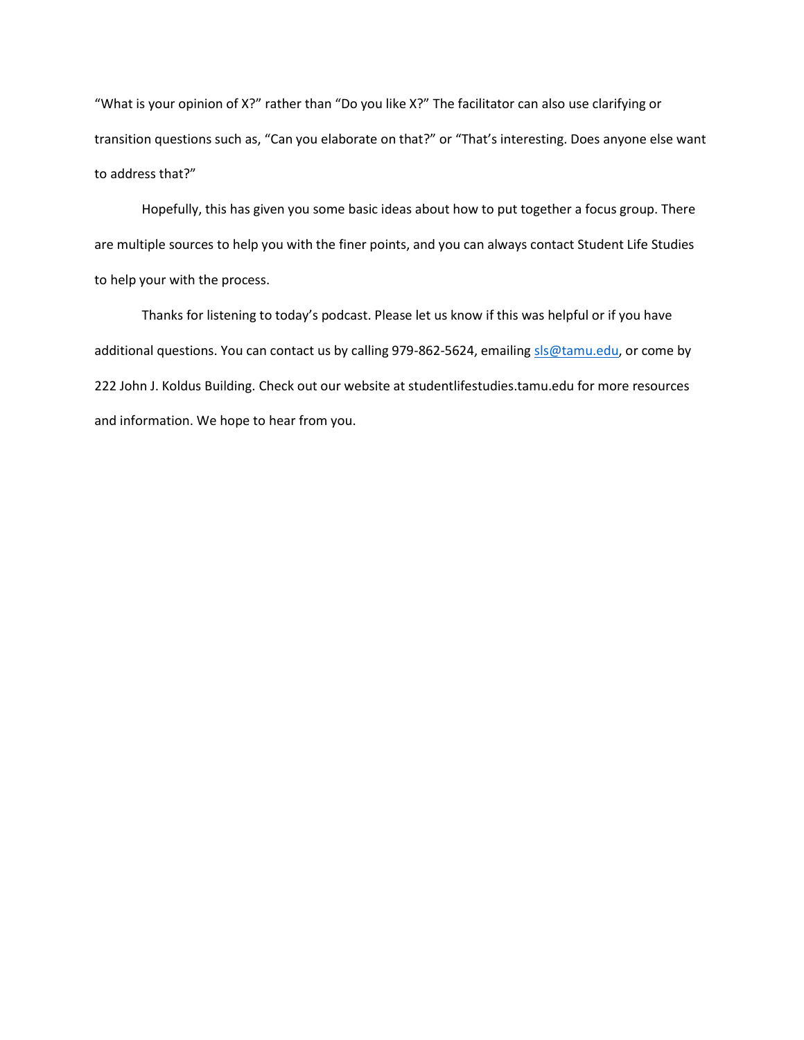“What is your opinion of X?” rather than “Do you like X?” The facilitator can also use clarifying or transition questions such as, “Can you elaborate on that?” or “That’s interesting. Does anyone else want to address that?”

Hopefully, this has given you some basic ideas about how to put together a focus group. There are multiple sources to help you with the finer points, and you can always contact Student Life Studies to help your with the process.

Thanks for listening to today’s podcast. Please let us know if this was helpful or if you have additional questions. You can contact us by calling 979-862-5624, emailing sls@tamu.edu, or come by 222 John J. Koldus Building. Check out our website at studentlifestudies.tamu.edu for more resources and information. We hope to hear from you.